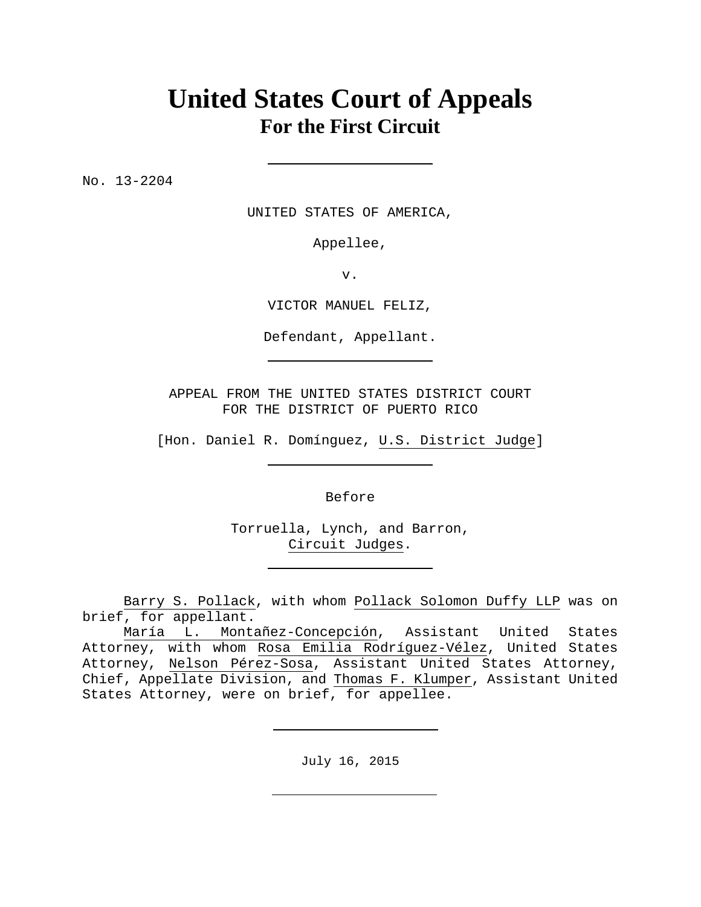# United States Court of Appeals
## For the First Circuit

---

No. 13-2204

UNITED STATES OF AMERICA,

Appellee,

v.

VICTOR MANUEL FELIZ,

Defendant, Appellant.

---

APPEAL FROM THE UNITED STATES DISTRICT COURT
FOR THE DISTRICT OF PUERTO RICO

[Hon. Daniel R. Domínguez, U.S. District Judge]

---

Before

Torruella, Lynch, and Barron,
Circuit Judges.

---

Barry S. Pollack, with whom Pollack Solomon Duffy LLP was on brief, for appellant.

María L. Montañez-Concepción, Assistant United States Attorney, with whom Rosa Emilia Rodríguez-Vélez, United States Attorney, Nelson Pérez-Sosa, Assistant United States Attorney, Chief, Appellate Division, and Thomas F. Klumper, Assistant United States Attorney, were on brief, for appellee.

---

July 16, 2015

---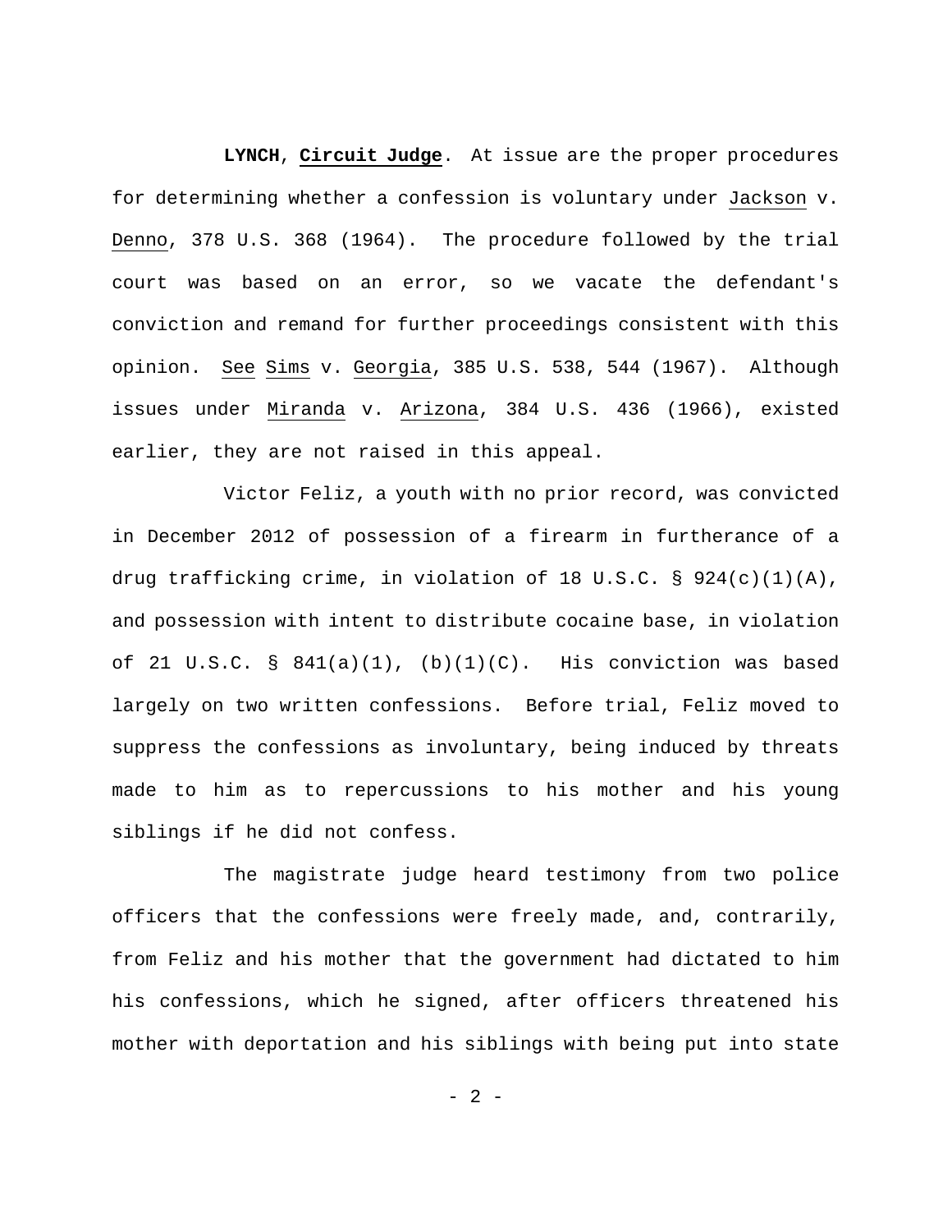**LYNCH**, **Circuit Judge**. At issue are the proper procedures for determining whether a confession is voluntary under Jackson v. Denno, 378 U.S. 368 (1964). The procedure followed by the trial court was based on an error, so we vacate the defendant's conviction and remand for further proceedings consistent with this opinion. See Sims v. Georgia, 385 U.S. 538, 544 (1967). Although issues under Miranda v. Arizona, 384 U.S. 436 (1966), existed earlier, they are not raised in this appeal.

Victor Feliz, a youth with no prior record, was convicted in December 2012 of possession of a firearm in furtherance of a drug trafficking crime, in violation of 18 U.S.C. § 924(c)(1)(A), and possession with intent to distribute cocaine base, in violation of 21 U.S.C. § 841(a)(1), (b)(1)(C). His conviction was based largely on two written confessions. Before trial, Feliz moved to suppress the confessions as involuntary, being induced by threats made to him as to repercussions to his mother and his young siblings if he did not confess.

The magistrate judge heard testimony from two police officers that the confessions were freely made, and, contrarily, from Feliz and his mother that the government had dictated to him his confessions, which he signed, after officers threatened his mother with deportation and his siblings with being put into state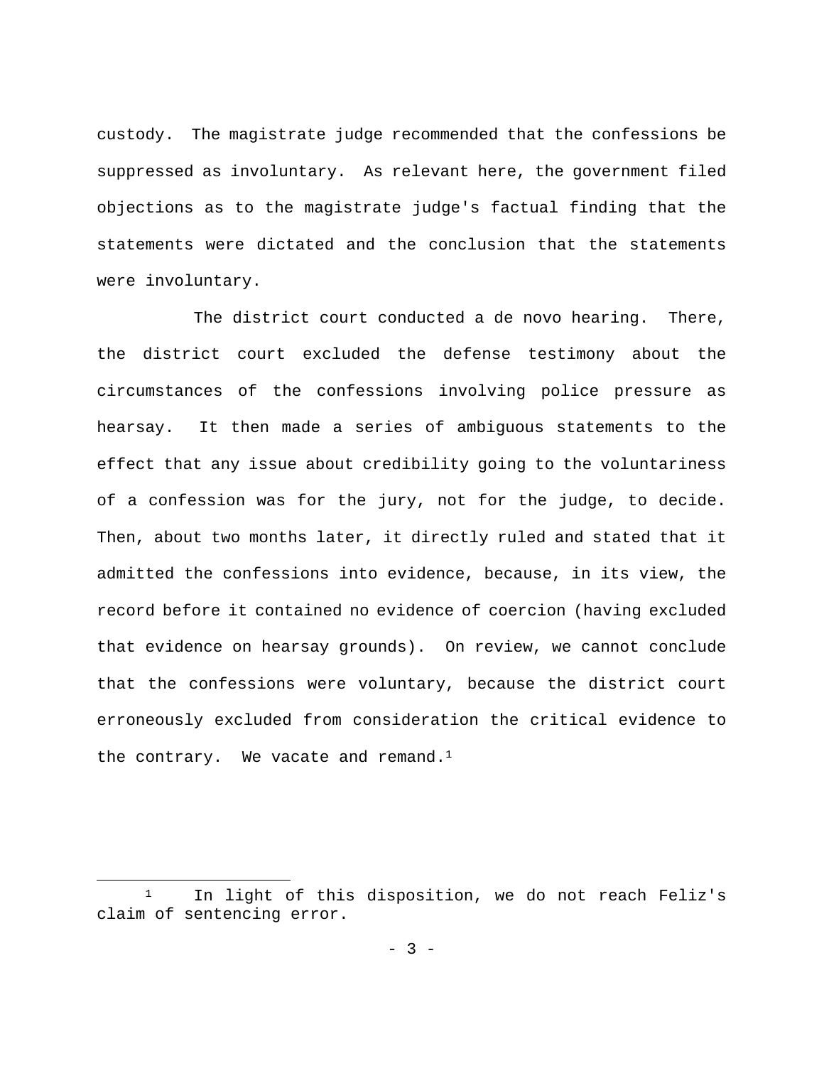custody. The magistrate judge recommended that the confessions be suppressed as involuntary. As relevant here, the government filed objections as to the magistrate judge's factual finding that the statements were dictated and the conclusion that the statements were involuntary.

The district court conducted a de novo hearing. There, the district court excluded the defense testimony about the circumstances of the confessions involving police pressure as hearsay. It then made a series of ambiguous statements to the effect that any issue about credibility going to the voluntariness of a confession was for the jury, not for the judge, to decide. Then, about two months later, it directly ruled and stated that it admitted the confessions into evidence, because, in its view, the record before it contained no evidence of coercion (having excluded that evidence on hearsay grounds). On review, we cannot conclude that the confessions were voluntary, because the district court erroneously excluded from consideration the critical evidence to the contrary. We vacate and remand.[1]

---

[1] In light of this disposition, we do not reach Feliz's claim of sentencing error.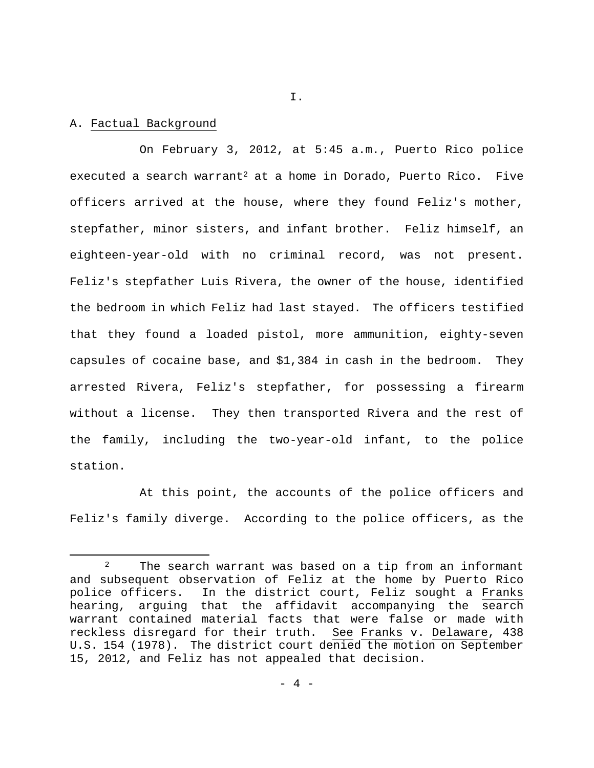I.

A. Factual Background

On February 3, 2012, at 5:45 a.m., Puerto Rico police executed a search warrant[2] at a home in Dorado, Puerto Rico. Five officers arrived at the house, where they found Feliz's mother, stepfather, minor sisters, and infant brother. Feliz himself, an eighteen-year-old with no criminal record, was not present. Feliz's stepfather Luis Rivera, the owner of the house, identified the bedroom in which Feliz had last stayed. The officers testified that they found a loaded pistol, more ammunition, eighty-seven capsules of cocaine base, and $1,384 in cash in the bedroom. They arrested Rivera, Feliz's stepfather, for possessing a firearm without a license. They then transported Rivera and the rest of the family, including the two-year-old infant, to the police station.

At this point, the accounts of the police officers and Feliz's family diverge. According to the police officers, as the

---

[2] The search warrant was based on a tip from an informant and subsequent observation of Feliz at the home by Puerto Rico police officers. In the district court, Feliz sought a Franks hearing, arguing that the affidavit accompanying the search warrant contained material facts that were false or made with reckless disregard for their truth. See Franks v. Delaware, 438 U.S. 154 (1978). The district court denied the motion on September 15, 2012, and Feliz has not appealed that decision.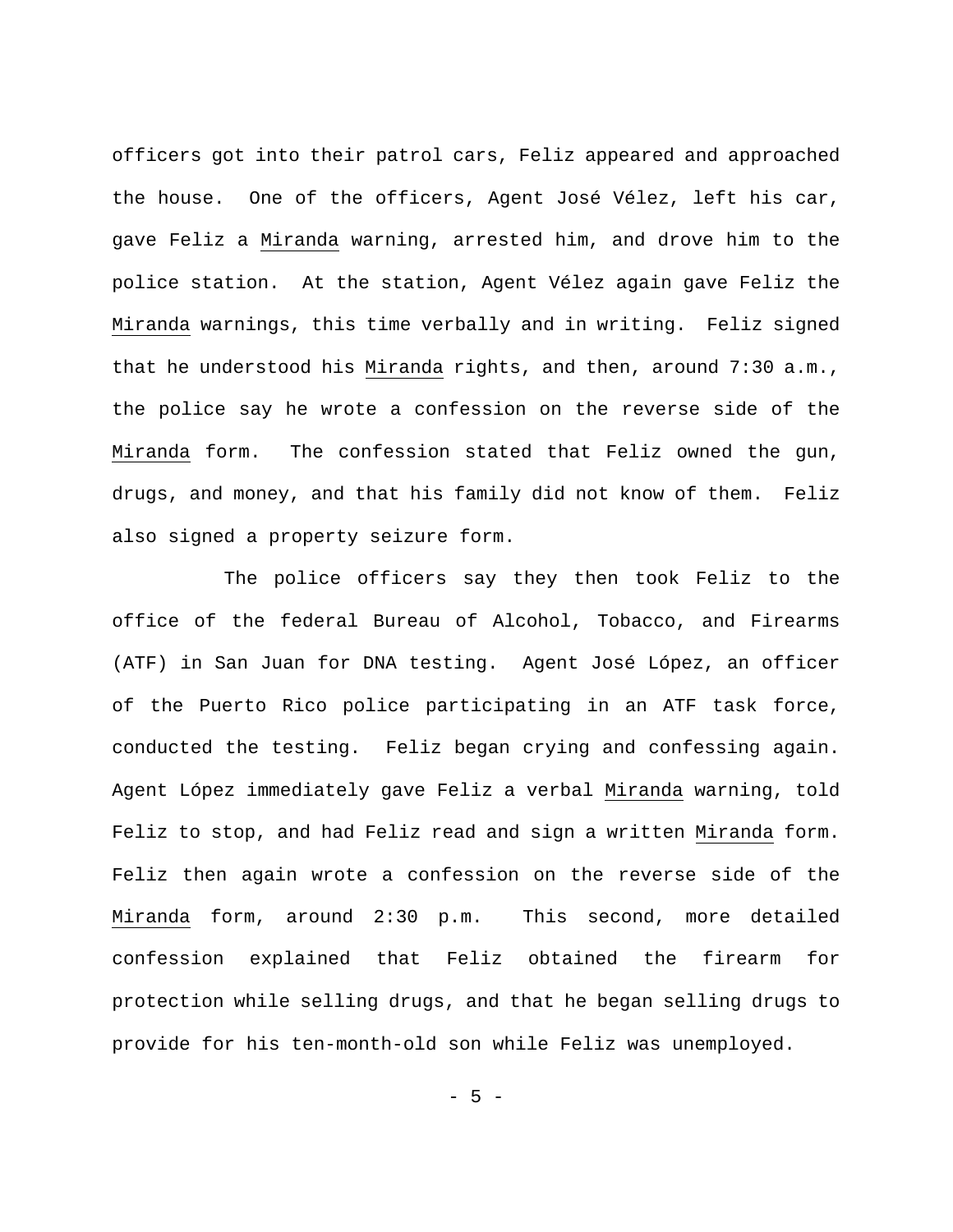officers got into their patrol cars, Feliz appeared and approached the house. One of the officers, Agent José Vélez, left his car, gave Feliz a _Miranda_ warning, arrested him, and drove him to the police station. At the station, Agent Vélez again gave Feliz the _Miranda_ warnings, this time verbally and in writing. Feliz signed that he understood his _Miranda_ rights, and then, around 7:30 a.m., the police say he wrote a confession on the reverse side of the _Miranda_ form. The confession stated that Feliz owned the gun, drugs, and money, and that his family did not know of them. Feliz also signed a property seizure form.

The police officers say they then took Feliz to the office of the federal Bureau of Alcohol, Tobacco, and Firearms (ATF) in San Juan for DNA testing. Agent José López, an officer of the Puerto Rico police participating in an ATF task force, conducted the testing. Feliz began crying and confessing again. Agent López immediately gave Feliz a verbal _Miranda_ warning, told Feliz to stop, and had Feliz read and sign a written _Miranda_ form. Feliz then again wrote a confession on the reverse side of the _Miranda_ form, around 2:30 p.m. This second, more detailed confession explained that Feliz obtained the firearm for protection while selling drugs, and that he began selling drugs to provide for his ten-month-old son while Feliz was unemployed.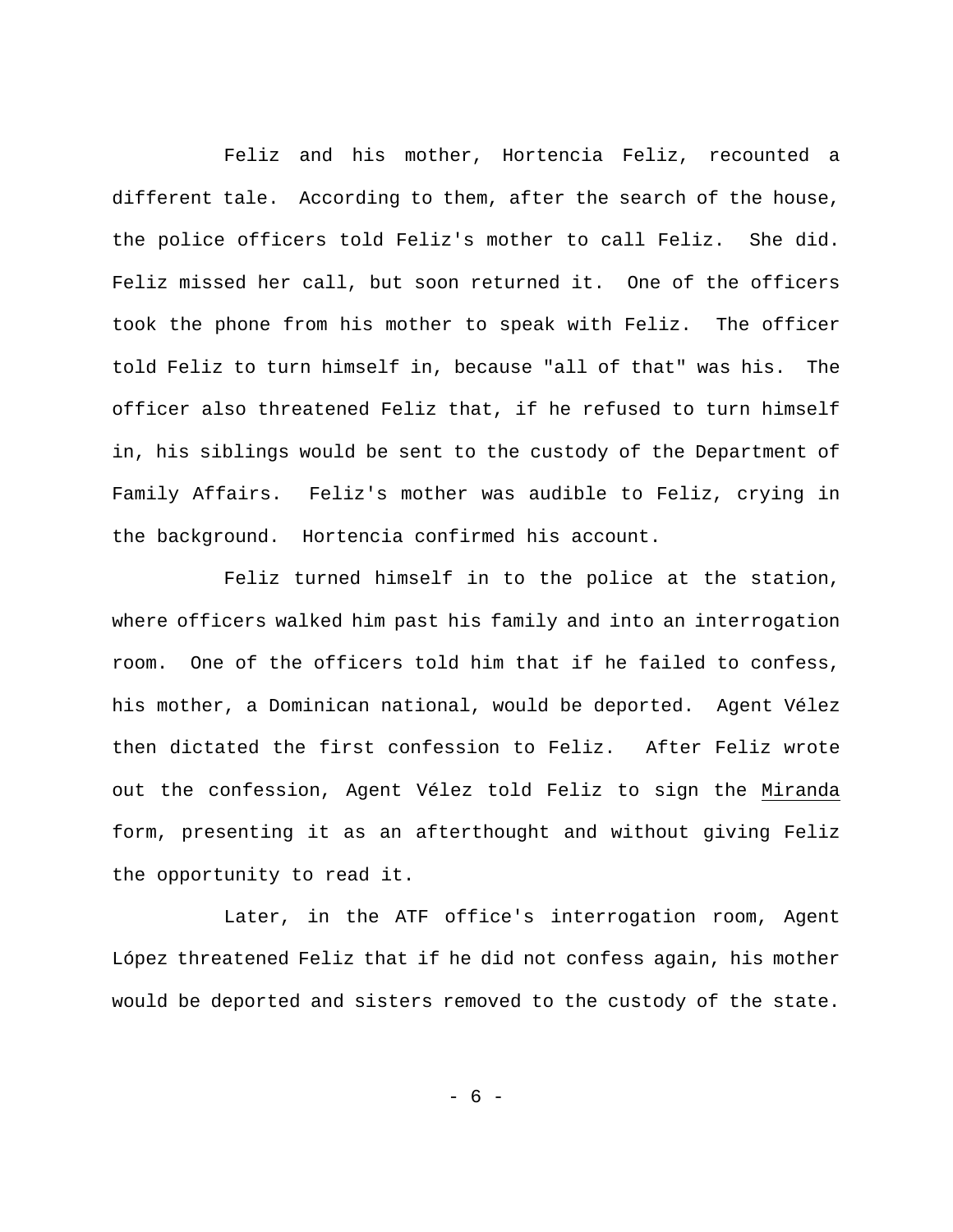Feliz and his mother, Hortencia Feliz, recounted a different tale. According to them, after the search of the house, the police officers told Feliz's mother to call Feliz. She did. Feliz missed her call, but soon returned it. One of the officers took the phone from his mother to speak with Feliz. The officer told Feliz to turn himself in, because "all of that" was his. The officer also threatened Feliz that, if he refused to turn himself in, his siblings would be sent to the custody of the Department of Family Affairs. Feliz's mother was audible to Feliz, crying in the background. Hortencia confirmed his account.

Feliz turned himself in to the police at the station, where officers walked him past his family and into an interrogation room. One of the officers told him that if he failed to confess, his mother, a Dominican national, would be deported. Agent Vélez then dictated the first confession to Feliz. After Feliz wrote out the confession, Agent Vélez told Feliz to sign the Miranda form, presenting it as an afterthought and without giving Feliz the opportunity to read it.

Later, in the ATF office's interrogation room, Agent López threatened Feliz that if he did not confess again, his mother would be deported and sisters removed to the custody of the state.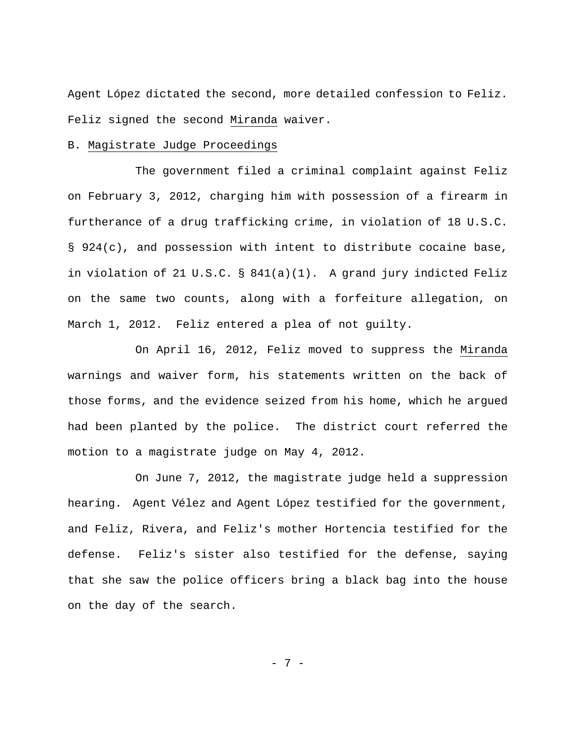Agent López dictated the second, more detailed confession to Feliz. Feliz signed the second Miranda waiver.

B. Magistrate Judge Proceedings

The government filed a criminal complaint against Feliz on February 3, 2012, charging him with possession of a firearm in furtherance of a drug trafficking crime, in violation of 18 U.S.C. § 924(c), and possession with intent to distribute cocaine base, in violation of 21 U.S.C. § 841(a)(1). A grand jury indicted Feliz on the same two counts, along with a forfeiture allegation, on March 1, 2012. Feliz entered a plea of not guilty.

On April 16, 2012, Feliz moved to suppress the Miranda warnings and waiver form, his statements written on the back of those forms, and the evidence seized from his home, which he argued had been planted by the police. The district court referred the motion to a magistrate judge on May 4, 2012.

On June 7, 2012, the magistrate judge held a suppression hearing. Agent Vélez and Agent López testified for the government, and Feliz, Rivera, and Feliz's mother Hortencia testified for the defense. Feliz's sister also testified for the defense, saying that she saw the police officers bring a black bag into the house on the day of the search.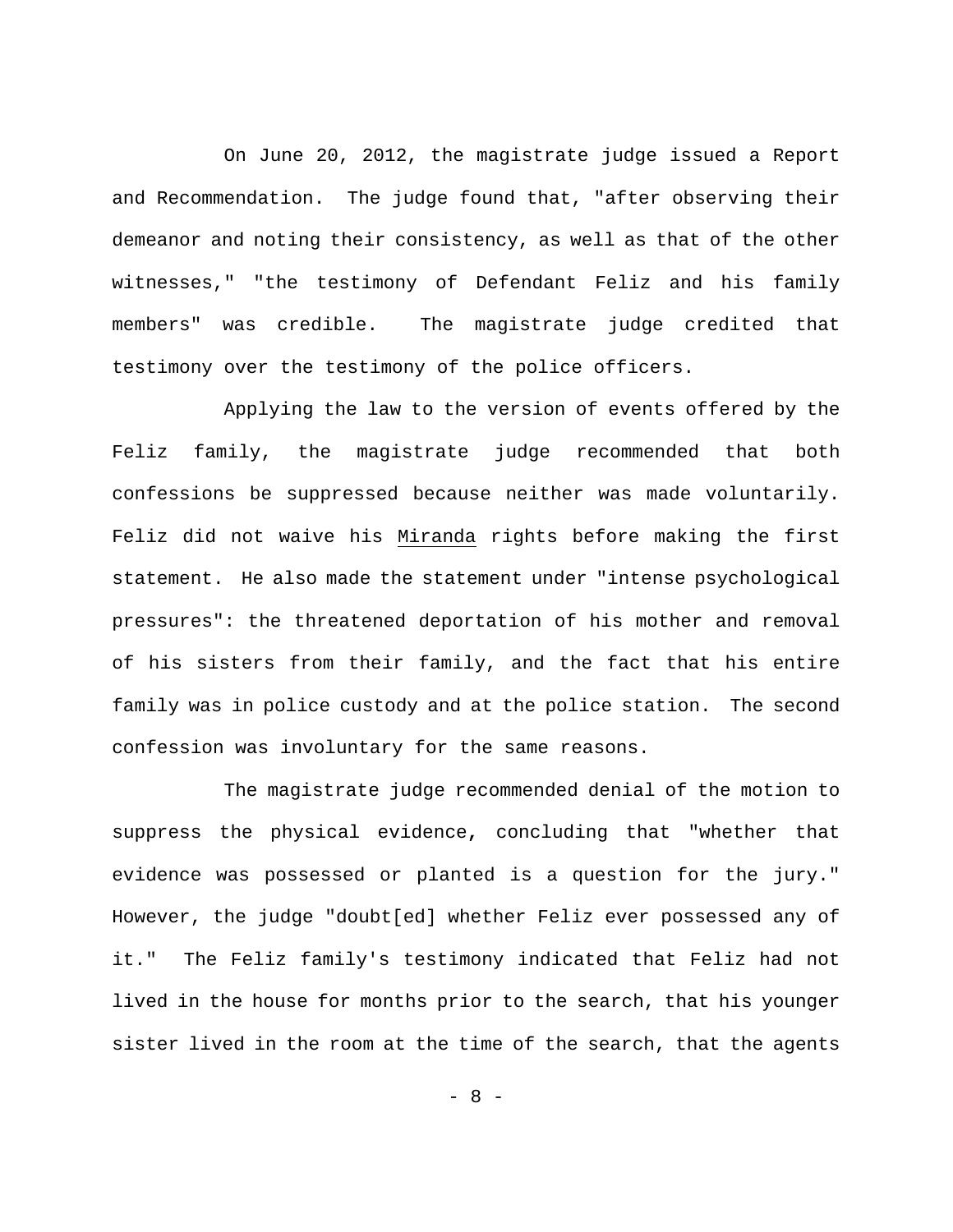On June 20, 2012, the magistrate judge issued a Report and Recommendation. The judge found that, "after observing their demeanor and noting their consistency, as well as that of the other witnesses," "the testimony of Defendant Feliz and his family members" was credible. The magistrate judge credited that testimony over the testimony of the police officers.

Applying the law to the version of events offered by the Feliz family, the magistrate judge recommended that both confessions be suppressed because neither was made voluntarily. Feliz did not waive his Miranda rights before making the first statement. He also made the statement under "intense psychological pressures": the threatened deportation of his mother and removal of his sisters from their family, and the fact that his entire family was in police custody and at the police station. The second confession was involuntary for the same reasons.

The magistrate judge recommended denial of the motion to suppress the physical evidence, concluding that "whether that evidence was possessed or planted is a question for the jury." However, the judge "doubt[ed] whether Feliz ever possessed any of it." The Feliz family's testimony indicated that Feliz had not lived in the house for months prior to the search, that his younger sister lived in the room at the time of the search, that the agents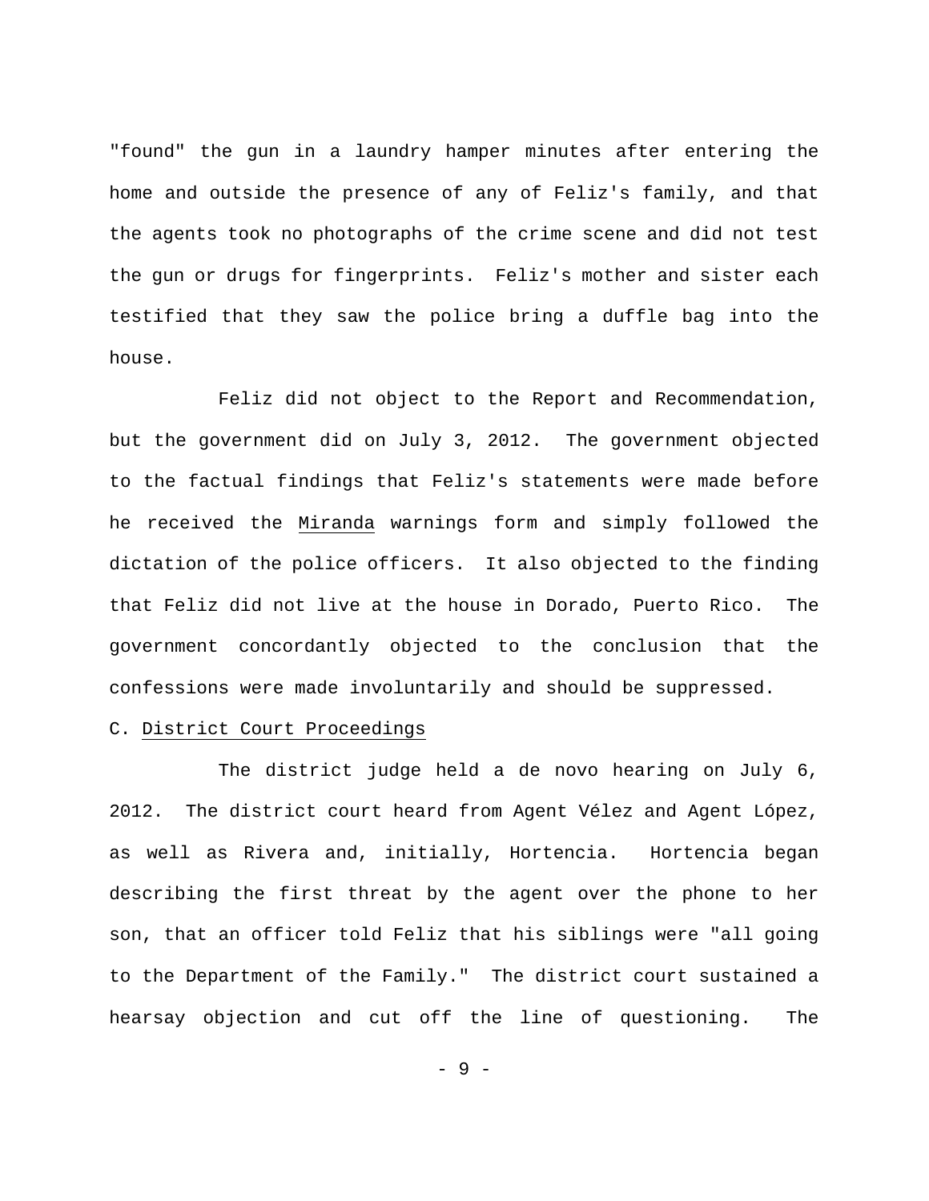"found" the gun in a laundry hamper minutes after entering the home and outside the presence of any of Feliz's family, and that the agents took no photographs of the crime scene and did not test the gun or drugs for fingerprints. Feliz's mother and sister each testified that they saw the police bring a duffle bag into the house.

Feliz did not object to the Report and Recommendation, but the government did on July 3, 2012. The government objected to the factual findings that Feliz's statements were made before he received the Miranda warnings form and simply followed the dictation of the police officers. It also objected to the finding that Feliz did not live at the house in Dorado, Puerto Rico. The government concordantly objected to the conclusion that the confessions were made involuntarily and should be suppressed.

C. District Court Proceedings

The district judge held a de novo hearing on July 6, 2012. The district court heard from Agent Vélez and Agent López, as well as Rivera and, initially, Hortencia. Hortencia began describing the first threat by the agent over the phone to her son, that an officer told Feliz that his siblings were "all going to the Department of the Family." The district court sustained a hearsay objection and cut off the line of questioning. The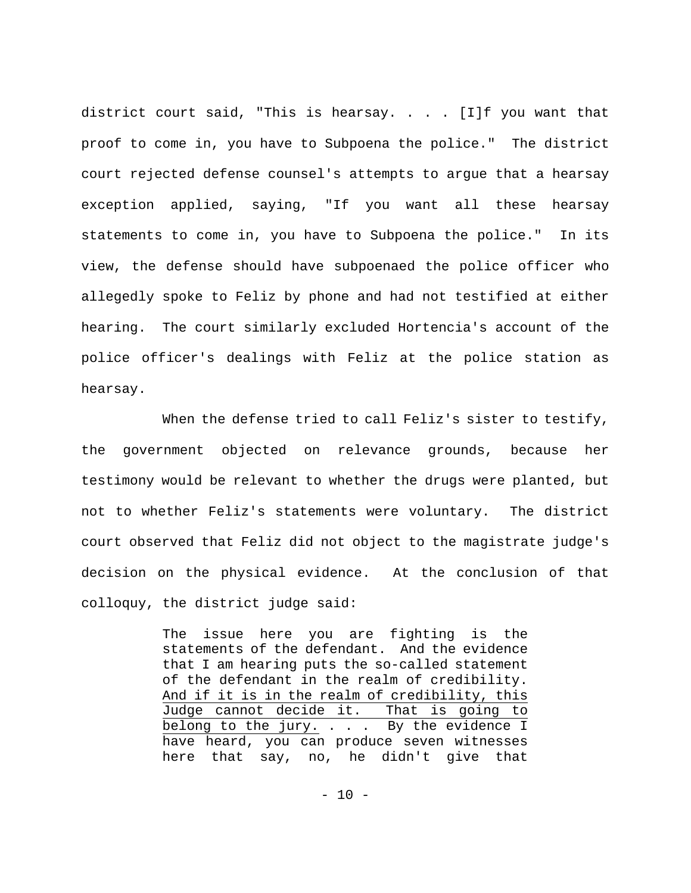district court said, "This is hearsay. . . . [I]f you want that proof to come in, you have to Subpoena the police." The district court rejected defense counsel's attempts to argue that a hearsay exception applied, saying, "If you want all these hearsay statements to come in, you have to Subpoena the police." In its view, the defense should have subpoenaed the police officer who allegedly spoke to Feliz by phone and had not testified at either hearing. The court similarly excluded Hortencia's account of the police officer's dealings with Feliz at the police station as hearsay.

When the defense tried to call Feliz's sister to testify, the government objected on relevance grounds, because her testimony would be relevant to whether the drugs were planted, but not to whether Feliz's statements were voluntary. The district court observed that Feliz did not object to the magistrate judge's decision on the physical evidence. At the conclusion of that colloquy, the district judge said:

> The issue here you are fighting is the statements of the defendant. And the evidence that I am hearing puts the so-called statement of the defendant in the realm of credibility. <u>And if it is in the realm of credibility, this Judge cannot decide it. That is going to belong to the jury.</u> . . . By the evidence I have heard, you can produce seven witnesses here that say, no, he didn't give that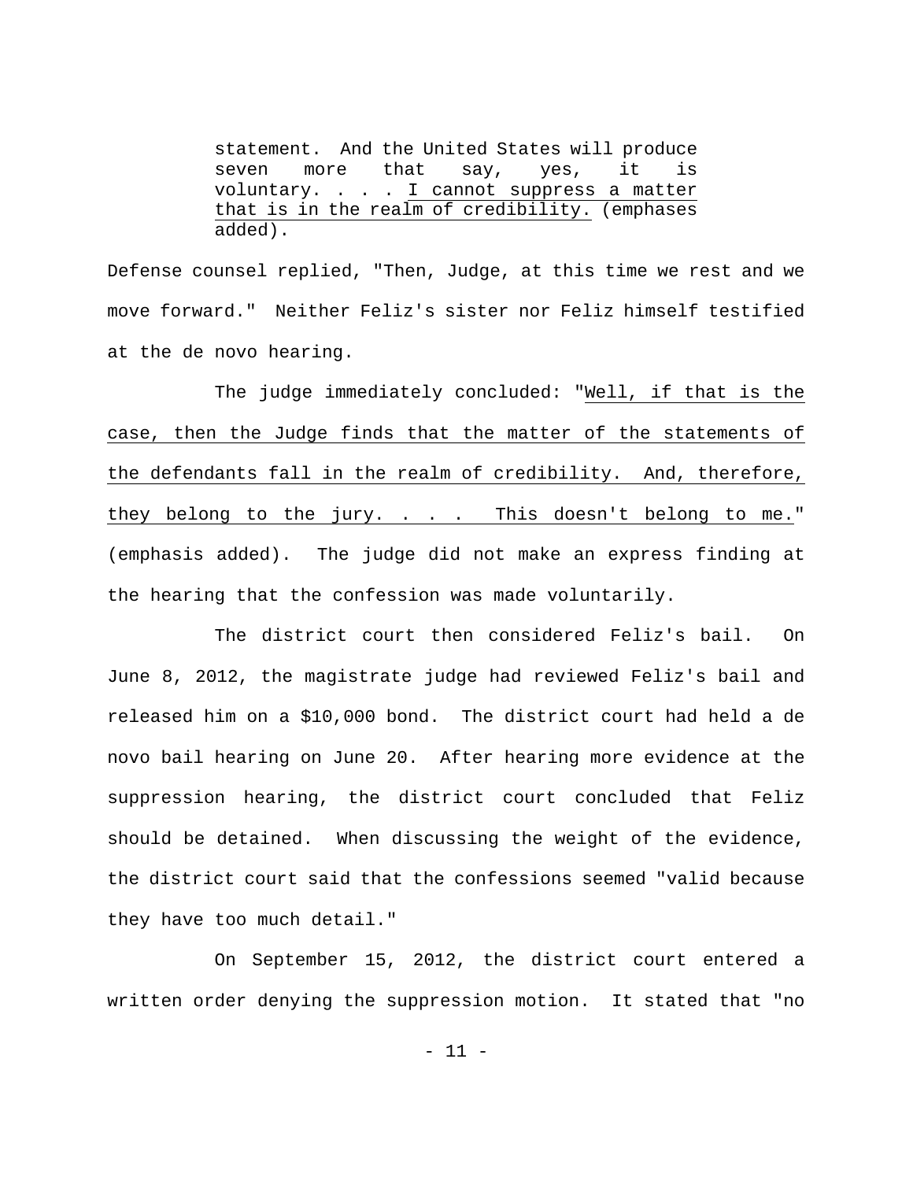> statement. And the United States will produce seven more that say, yes, it is voluntary. . . . <u>I cannot suppress a matter that is in the realm of credibility.</u> (emphases added).

Defense counsel replied, "Then, Judge, at this time we rest and we move forward." Neither Feliz's sister nor Feliz himself testified at the de novo hearing.

The judge immediately concluded: "<u>Well, if that is the case, then the Judge finds that the matter of the statements of the defendants fall in the realm of credibility. And, therefore, they belong to the jury. . . . This doesn't belong to me.</u>" (emphasis added). The judge did not make an express finding at the hearing that the confession was made voluntarily.

The district court then considered Feliz's bail. On June 8, 2012, the magistrate judge had reviewed Feliz's bail and released him on a $10,000 bond. The district court had held a de novo bail hearing on June 20. After hearing more evidence at the suppression hearing, the district court concluded that Feliz should be detained. When discussing the weight of the evidence, the district court said that the confessions seemed "valid because they have too much detail."

On September 15, 2012, the district court entered a written order denying the suppression motion. It stated that "no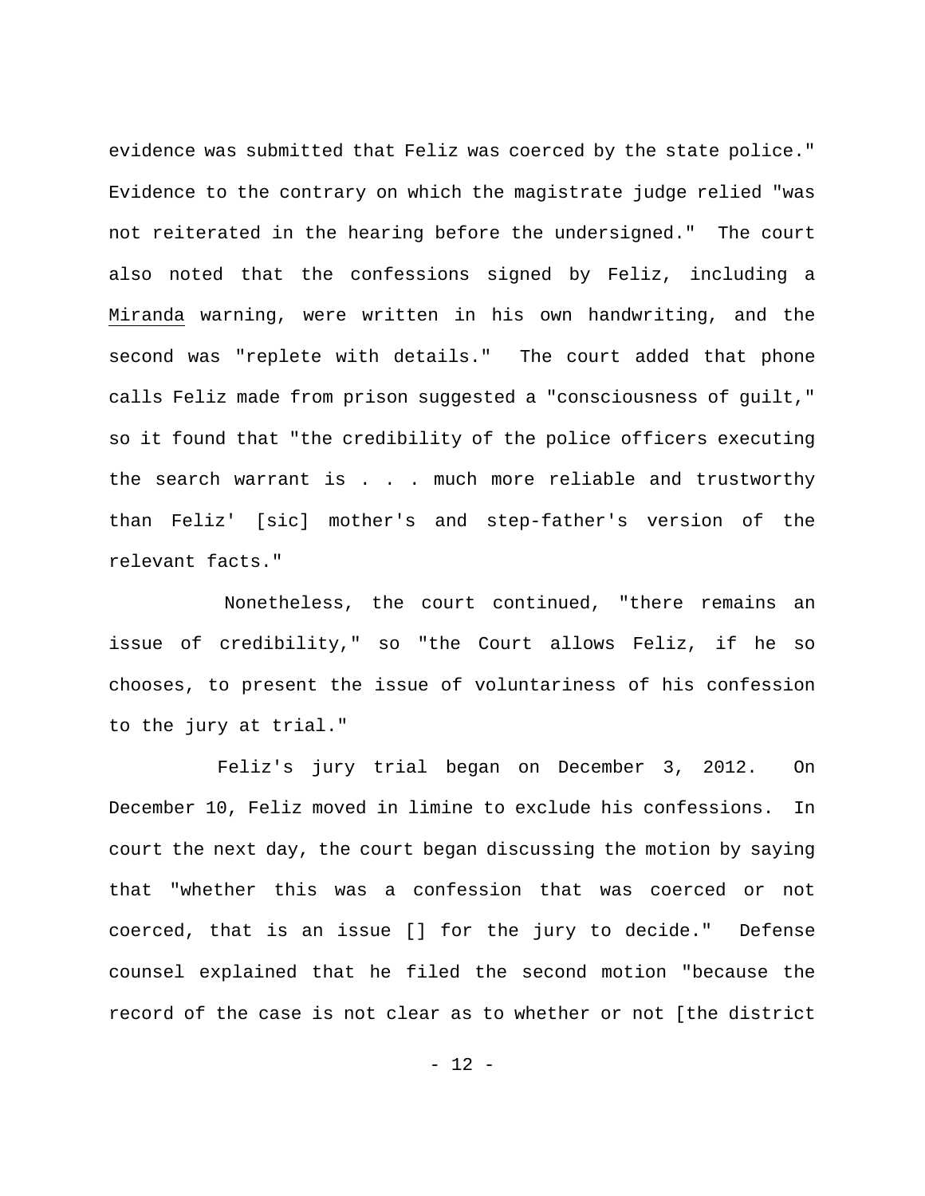evidence was submitted that Feliz was coerced by the state police." Evidence to the contrary on which the magistrate judge relied "was not reiterated in the hearing before the undersigned." The court also noted that the confessions signed by Feliz, including a Miranda warning, were written in his own handwriting, and the second was "replete with details." The court added that phone calls Feliz made from prison suggested a "consciousness of guilt," so it found that "the credibility of the police officers executing the search warrant is . . . much more reliable and trustworthy than Feliz' [sic] mother's and step-father's version of the relevant facts."

Nonetheless, the court continued, "there remains an issue of credibility," so "the Court allows Feliz, if he so chooses, to present the issue of voluntariness of his confession to the jury at trial."

Feliz's jury trial began on December 3, 2012. On December 10, Feliz moved in limine to exclude his confessions. In court the next day, the court began discussing the motion by saying that "whether this was a confession that was coerced or not coerced, that is an issue [] for the jury to decide." Defense counsel explained that he filed the second motion "because the record of the case is not clear as to whether or not [the district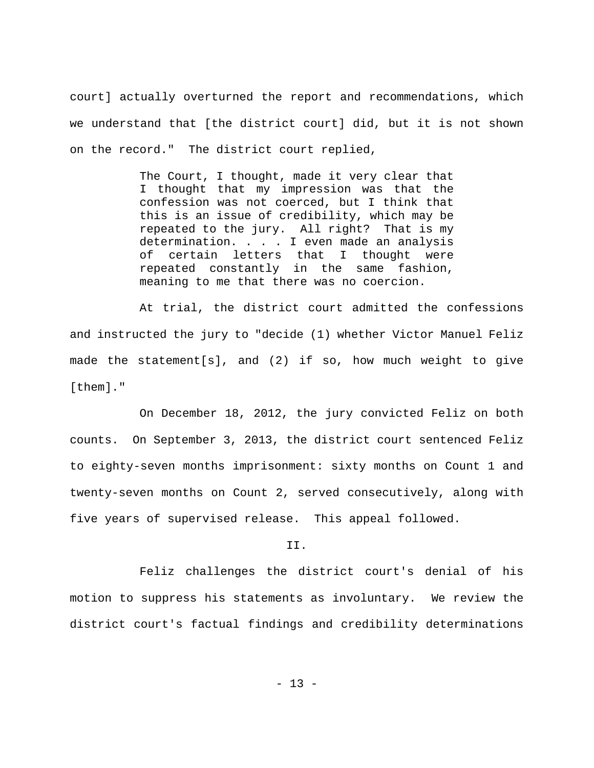court] actually overturned the report and recommendations, which we understand that [the district court] did, but it is not shown on the record." The district court replied,

> The Court, I thought, made it very clear that I thought that my impression was that the confession was not coerced, but I think that this is an issue of credibility, which may be repeated to the jury. All right? That is my determination. . . . I even made an analysis of certain letters that I thought were repeated constantly in the same fashion, meaning to me that there was no coercion.

At trial, the district court admitted the confessions and instructed the jury to "decide (1) whether Victor Manuel Feliz made the statement[s], and (2) if so, how much weight to give [them]."

On December 18, 2012, the jury convicted Feliz on both counts. On September 3, 2013, the district court sentenced Feliz to eighty-seven months imprisonment: sixty months on Count 1 and twenty-seven months on Count 2, served consecutively, along with five years of supervised release. This appeal followed.

## II.

Feliz challenges the district court's denial of his motion to suppress his statements as involuntary. We review the district court's factual findings and credibility determinations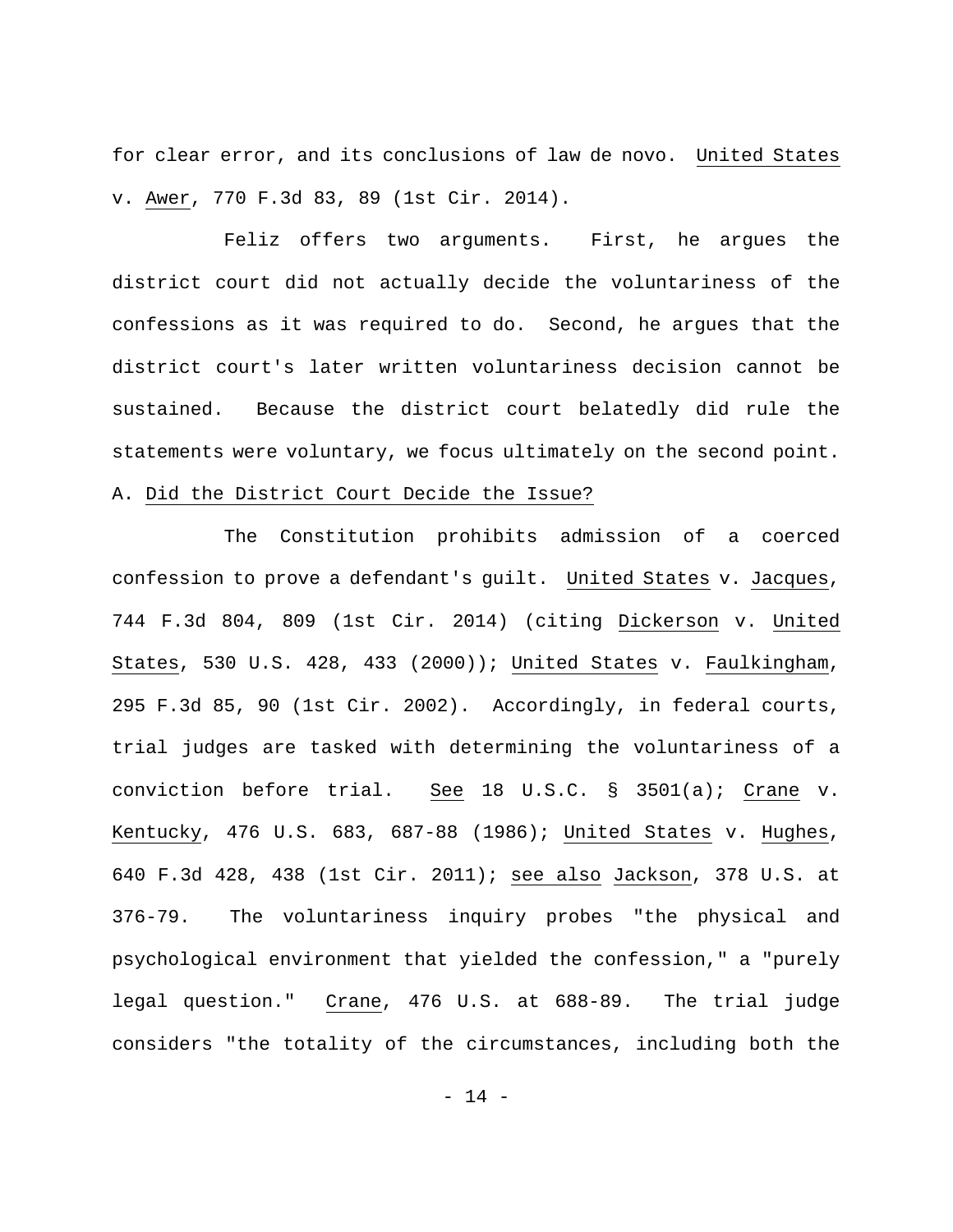for clear error, and its conclusions of law de novo. United States v. Awer, 770 F.3d 83, 89 (1st Cir. 2014).

Feliz offers two arguments. First, he argues the district court did not actually decide the voluntariness of the confessions as it was required to do. Second, he argues that the district court's later written voluntariness decision cannot be sustained. Because the district court belatedly did rule the statements were voluntary, we focus ultimately on the second point.

A. Did the District Court Decide the Issue?

The Constitution prohibits admission of a coerced confession to prove a defendant's guilt. United States v. Jacques, 744 F.3d 804, 809 (1st Cir. 2014) (citing Dickerson v. United States, 530 U.S. 428, 433 (2000)); United States v. Faulkingham, 295 F.3d 85, 90 (1st Cir. 2002). Accordingly, in federal courts, trial judges are tasked with determining the voluntariness of a conviction before trial. See 18 U.S.C. § 3501(a); Crane v. Kentucky, 476 U.S. 683, 687-88 (1986); United States v. Hughes, 640 F.3d 428, 438 (1st Cir. 2011); see also Jackson, 378 U.S. at 376-79. The voluntariness inquiry probes "the physical and psychological environment that yielded the confession," a "purely legal question." Crane, 476 U.S. at 688-89. The trial judge considers "the totality of the circumstances, including both the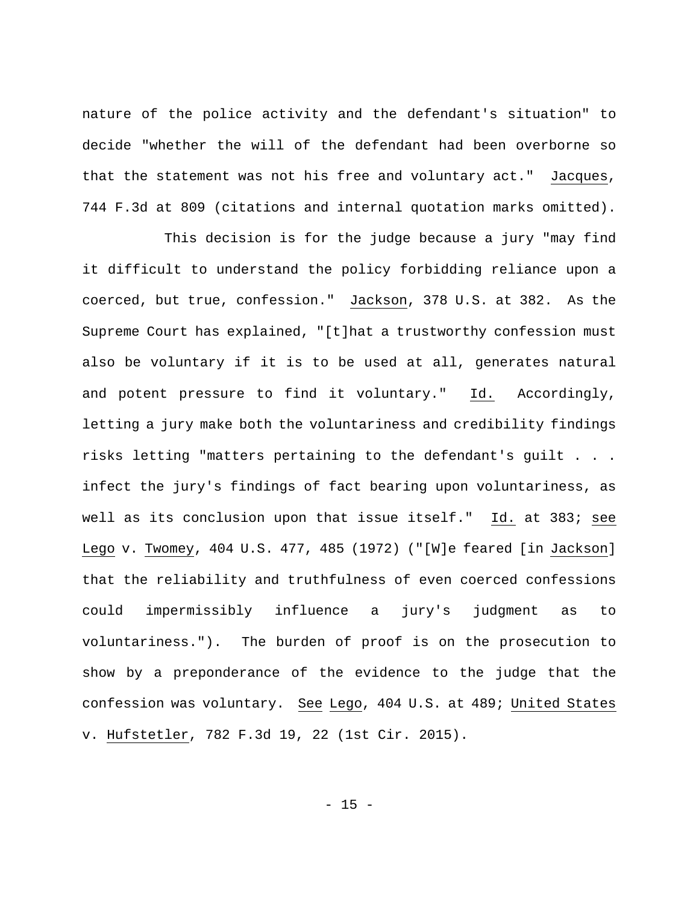nature of the police activity and the defendant's situation" to decide "whether the will of the defendant had been overborne so that the statement was not his free and voluntary act." Jacques, 744 F.3d at 809 (citations and internal quotation marks omitted).

This decision is for the judge because a jury "may find it difficult to understand the policy forbidding reliance upon a coerced, but true, confession." Jackson, 378 U.S. at 382. As the Supreme Court has explained, "[t]hat a trustworthy confession must also be voluntary if it is to be used at all, generates natural and potent pressure to find it voluntary." Id. Accordingly, letting a jury make both the voluntariness and credibility findings risks letting "matters pertaining to the defendant's guilt . . . infect the jury's findings of fact bearing upon voluntariness, as well as its conclusion upon that issue itself." Id. at 383; see Lego v. Twomey, 404 U.S. 477, 485 (1972) ("[W]e feared [in Jackson] that the reliability and truthfulness of even coerced confessions could impermissibly influence a jury's judgment as to voluntariness."). The burden of proof is on the prosecution to show by a preponderance of the evidence to the judge that the confession was voluntary. See Lego, 404 U.S. at 489; United States v. Hufstetler, 782 F.3d 19, 22 (1st Cir. 2015).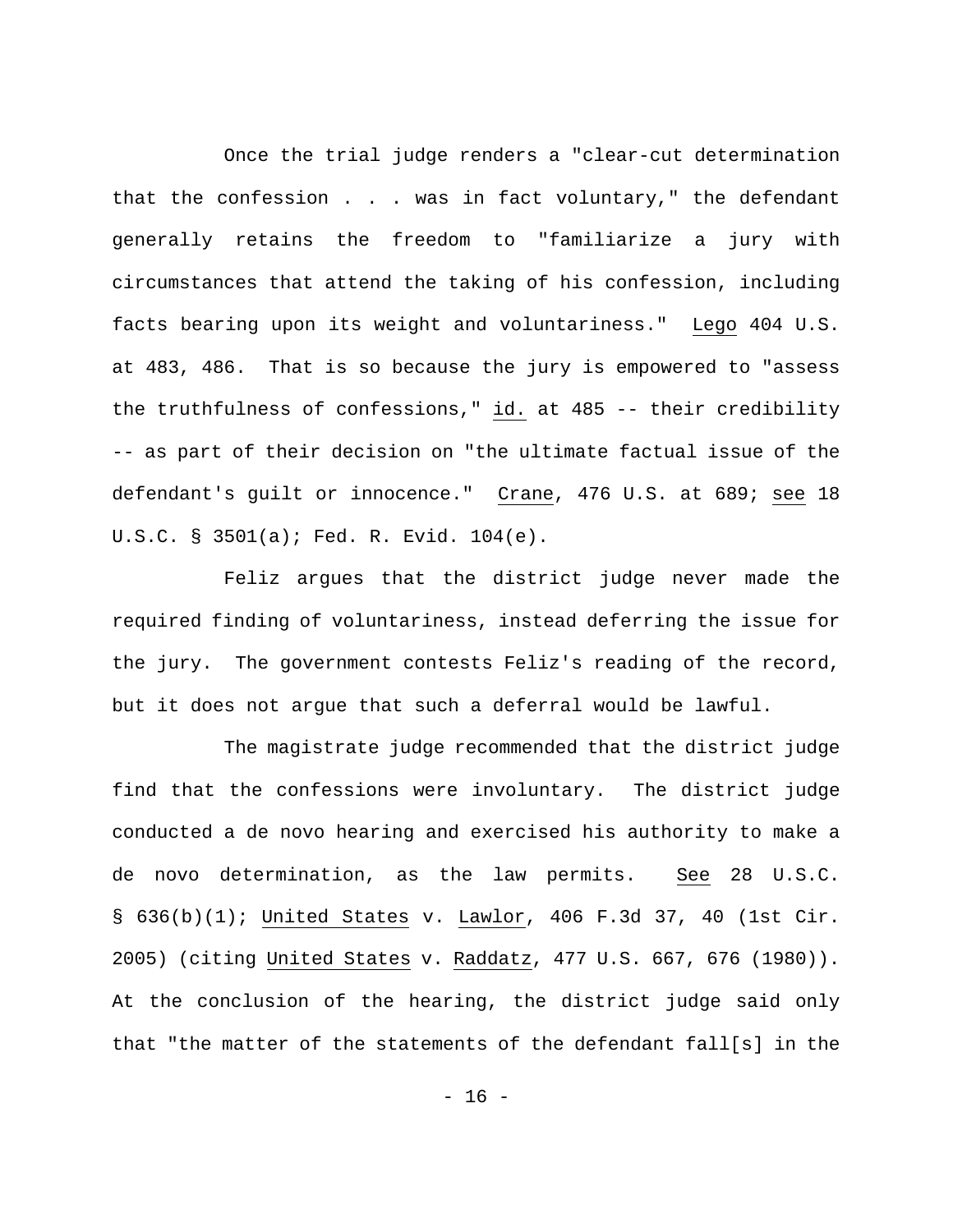Once the trial judge renders a "clear-cut determination that the confession . . . was in fact voluntary," the defendant generally retains the freedom to "familiarize a jury with circumstances that attend the taking of his confession, including facts bearing upon its weight and voluntariness." Lego 404 U.S. at 483, 486. That is so because the jury is empowered to "assess the truthfulness of confessions," id. at 485 -- their credibility -- as part of their decision on "the ultimate factual issue of the defendant's guilt or innocence." Crane, 476 U.S. at 689; see 18 U.S.C. § 3501(a); Fed. R. Evid. 104(e).

Feliz argues that the district judge never made the required finding of voluntariness, instead deferring the issue for the jury. The government contests Feliz's reading of the record, but it does not argue that such a deferral would be lawful.

The magistrate judge recommended that the district judge find that the confessions were involuntary. The district judge conducted a de novo hearing and exercised his authority to make a de novo determination, as the law permits. See 28 U.S.C. § 636(b)(1); United States v. Lawlor, 406 F.3d 37, 40 (1st Cir. 2005) (citing United States v. Raddatz, 477 U.S. 667, 676 (1980)). At the conclusion of the hearing, the district judge said only that "the matter of the statements of the defendant fall[s] in the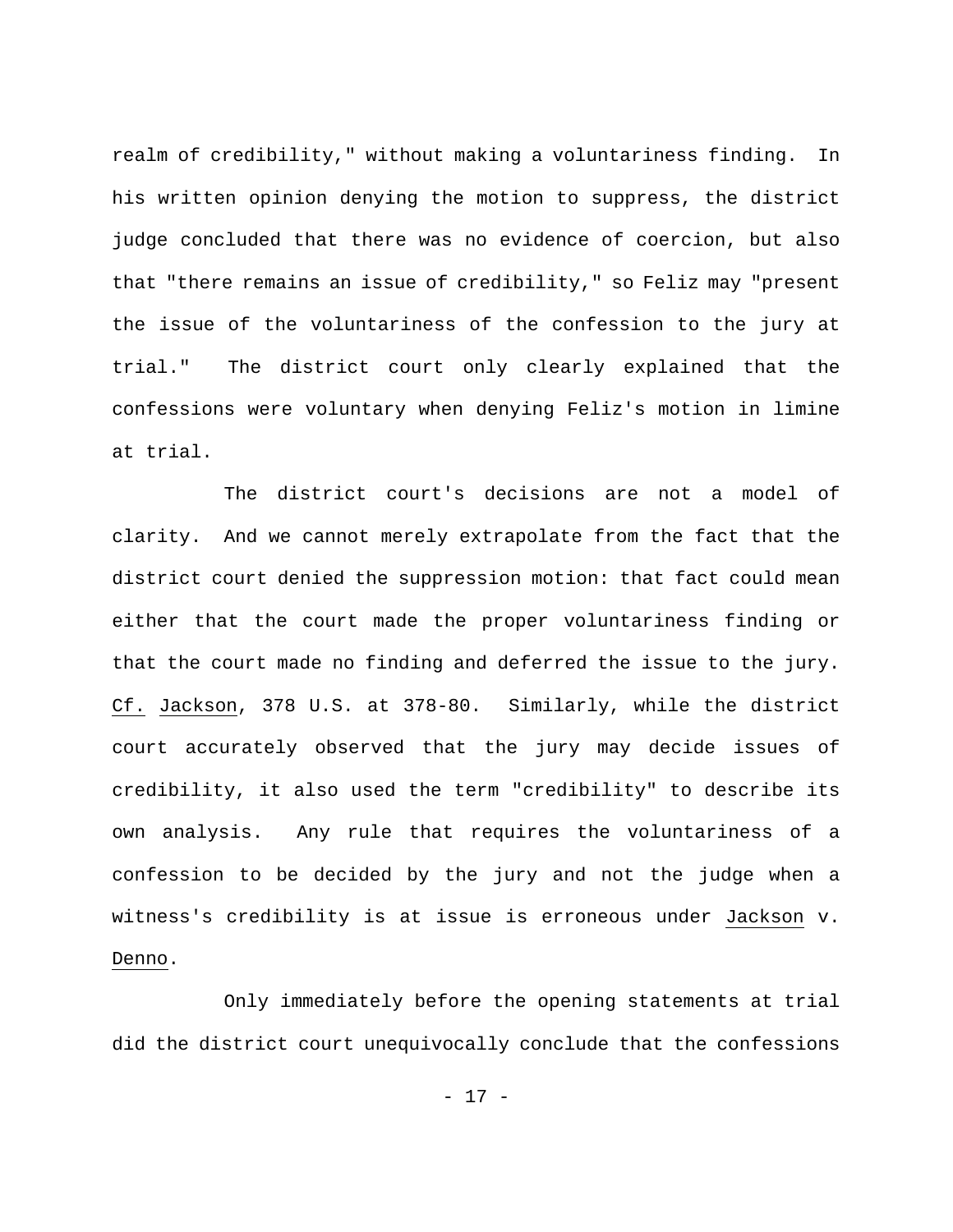realm of credibility," without making a voluntariness finding. In his written opinion denying the motion to suppress, the district judge concluded that there was no evidence of coercion, but also that "there remains an issue of credibility," so Feliz may "present the issue of the voluntariness of the confession to the jury at trial." The district court only clearly explained that the confessions were voluntary when denying Feliz's motion in limine at trial.

The district court's decisions are not a model of clarity. And we cannot merely extrapolate from the fact that the district court denied the suppression motion: that fact could mean either that the court made the proper voluntariness finding or that the court made no finding and deferred the issue to the jury. Cf. Jackson, 378 U.S. at 378-80. Similarly, while the district court accurately observed that the jury may decide issues of credibility, it also used the term "credibility" to describe its own analysis. Any rule that requires the voluntariness of a confession to be decided by the jury and not the judge when a witness's credibility is at issue is erroneous under Jackson v. Denno.

Only immediately before the opening statements at trial did the district court unequivocally conclude that the confessions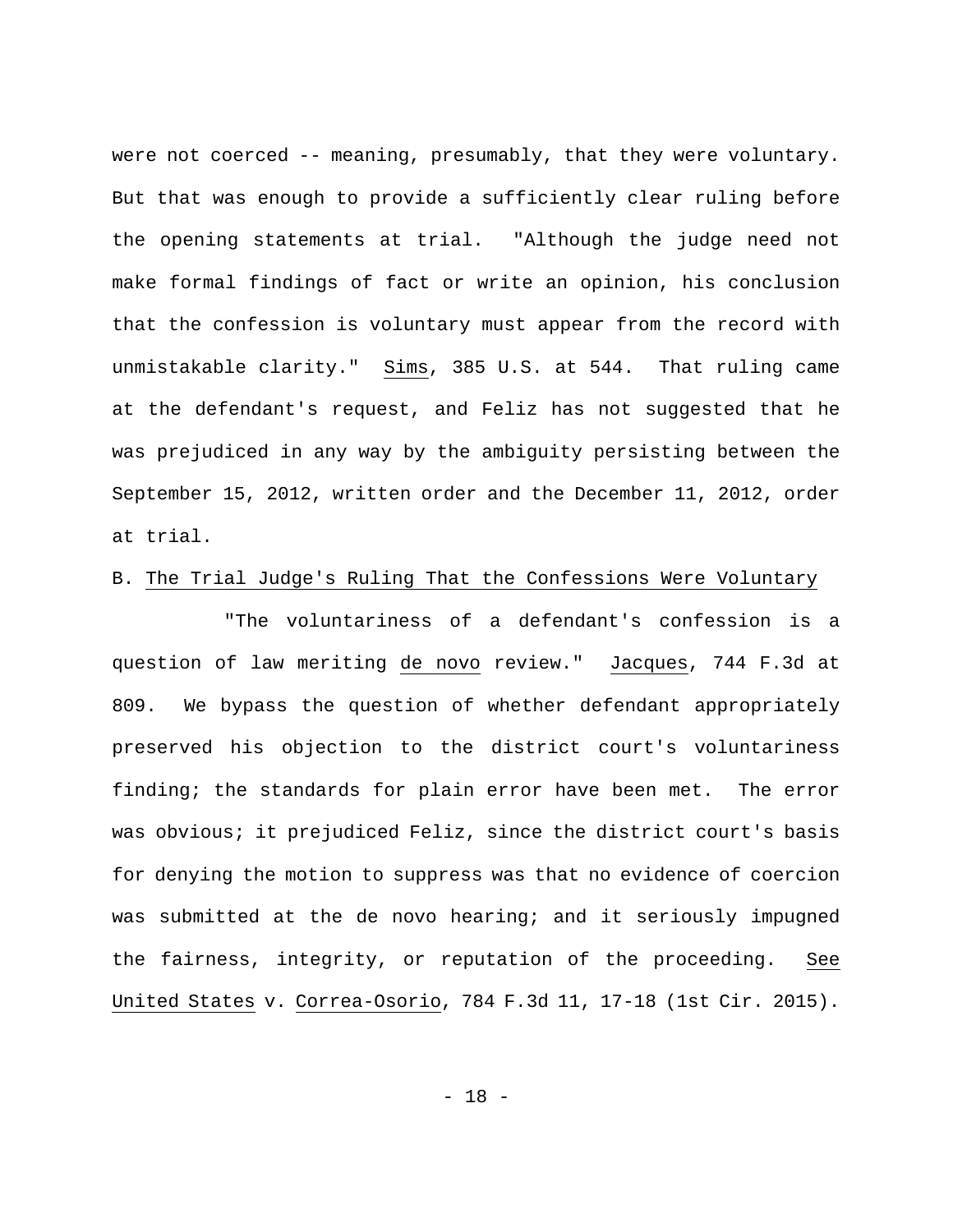were not coerced -- meaning, presumably, that they were voluntary. But that was enough to provide a sufficiently clear ruling before the opening statements at trial. "Although the judge need not make formal findings of fact or write an opinion, his conclusion that the confession is voluntary must appear from the record with unmistakable clarity." Sims, 385 U.S. at 544. That ruling came at the defendant's request, and Feliz has not suggested that he was prejudiced in any way by the ambiguity persisting between the September 15, 2012, written order and the December 11, 2012, order at trial.

B. The Trial Judge's Ruling That the Confessions Were Voluntary

"The voluntariness of a defendant's confession is a question of law meriting de novo review." Jacques, 744 F.3d at 809. We bypass the question of whether defendant appropriately preserved his objection to the district court's voluntariness finding; the standards for plain error have been met. The error was obvious; it prejudiced Feliz, since the district court's basis for denying the motion to suppress was that no evidence of coercion was submitted at the de novo hearing; and it seriously impugned the fairness, integrity, or reputation of the proceeding. See United States v. Correa-Osorio, 784 F.3d 11, 17-18 (1st Cir. 2015).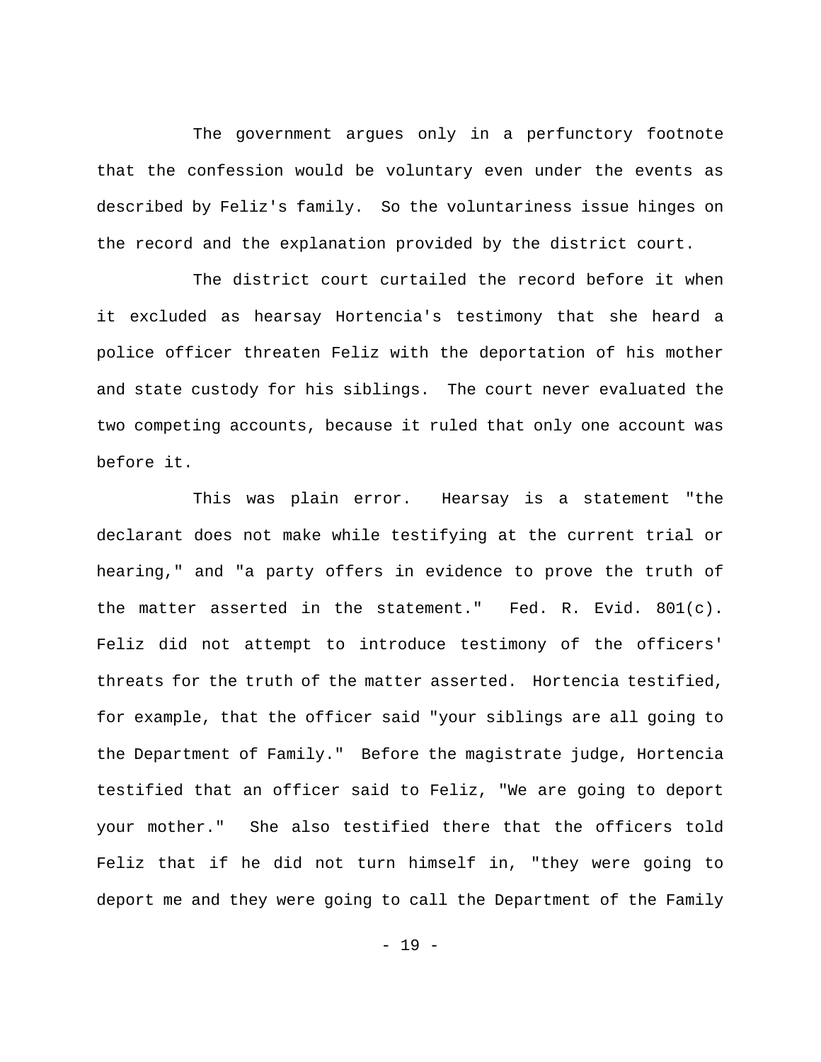The government argues only in a perfunctory footnote that the confession would be voluntary even under the events as described by Feliz's family. So the voluntariness issue hinges on the record and the explanation provided by the district court.

The district court curtailed the record before it when it excluded as hearsay Hortencia's testimony that she heard a police officer threaten Feliz with the deportation of his mother and state custody for his siblings. The court never evaluated the two competing accounts, because it ruled that only one account was before it.

This was plain error. Hearsay is a statement "the declarant does not make while testifying at the current trial or hearing," and "a party offers in evidence to prove the truth of the matter asserted in the statement." Fed. R. Evid. 801(c). Feliz did not attempt to introduce testimony of the officers' threats for the truth of the matter asserted. Hortencia testified, for example, that the officer said "your siblings are all going to the Department of Family." Before the magistrate judge, Hortencia testified that an officer said to Feliz, "We are going to deport your mother." She also testified there that the officers told Feliz that if he did not turn himself in, "they were going to deport me and they were going to call the Department of the Family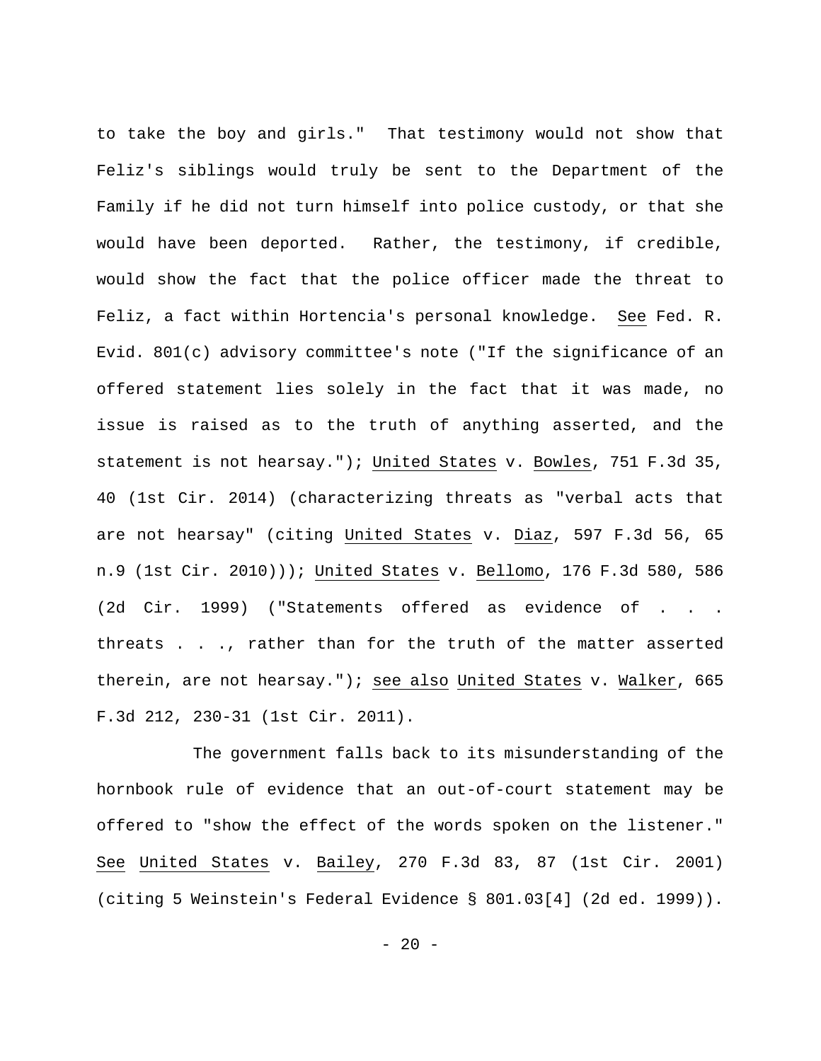to take the boy and girls." That testimony would not show that Feliz's siblings would truly be sent to the Department of the Family if he did not turn himself into police custody, or that she would have been deported. Rather, the testimony, if credible, would show the fact that the police officer made the threat to Feliz, a fact within Hortencia's personal knowledge. See Fed. R. Evid. 801(c) advisory committee's note ("If the significance of an offered statement lies solely in the fact that it was made, no issue is raised as to the truth of anything asserted, and the statement is not hearsay."); United States v. Bowles, 751 F.3d 35, 40 (1st Cir. 2014) (characterizing threats as "verbal acts that are not hearsay" (citing United States v. Diaz, 597 F.3d 56, 65 n.9 (1st Cir. 2010))); United States v. Bellomo, 176 F.3d 580, 586 (2d Cir. 1999) ("Statements offered as evidence of . . . threats . . ., rather than for the truth of the matter asserted therein, are not hearsay."); see also United States v. Walker, 665 F.3d 212, 230-31 (1st Cir. 2011).

The government falls back to its misunderstanding of the hornbook rule of evidence that an out-of-court statement may be offered to "show the effect of the words spoken on the listener." See United States v. Bailey, 270 F.3d 83, 87 (1st Cir. 2001) (citing 5 Weinstein's Federal Evidence § 801.03[4] (2d ed. 1999)).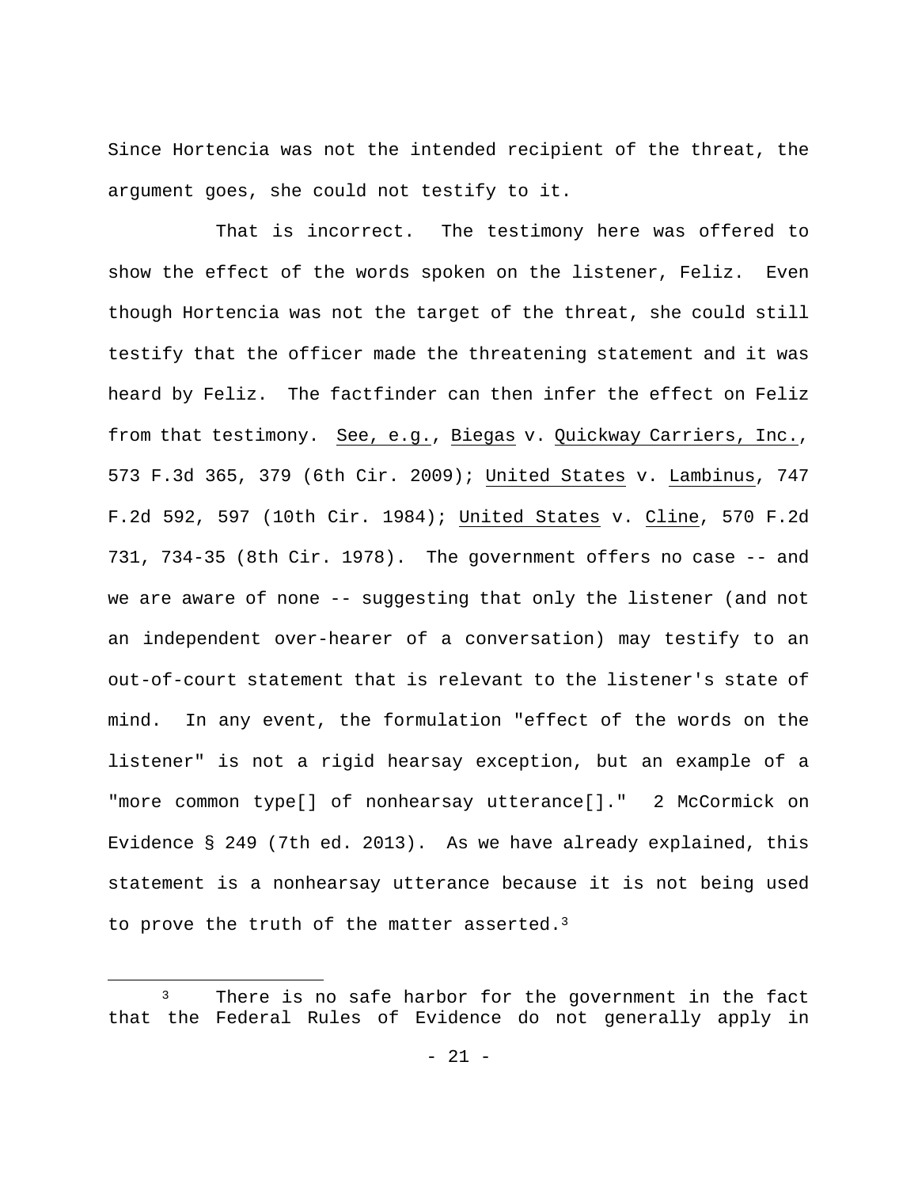Since Hortencia was not the intended recipient of the threat, the argument goes, she could not testify to it.

That is incorrect. The testimony here was offered to show the effect of the words spoken on the listener, Feliz. Even though Hortencia was not the target of the threat, she could still testify that the officer made the threatening statement and it was heard by Feliz. The factfinder can then infer the effect on Feliz from that testimony. See, e.g., Biegas v. Quickway Carriers, Inc., 573 F.3d 365, 379 (6th Cir. 2009); United States v. Lambinus, 747 F.2d 592, 597 (10th Cir. 1984); United States v. Cline, 570 F.2d 731, 734-35 (8th Cir. 1978). The government offers no case -- and we are aware of none -- suggesting that only the listener (and not an independent over-hearer of a conversation) may testify to an out-of-court statement that is relevant to the listener's state of mind. In any event, the formulation "effect of the words on the listener" is not a rigid hearsay exception, but an example of a "more common type[] of nonhearsay utterance[]." 2 McCormick on Evidence § 249 (7th ed. 2013). As we have already explained, this statement is a nonhearsay utterance because it is not being used to prove the truth of the matter asserted.[3]

---

[3] There is no safe harbor for the government in the fact that the Federal Rules of Evidence do not generally apply in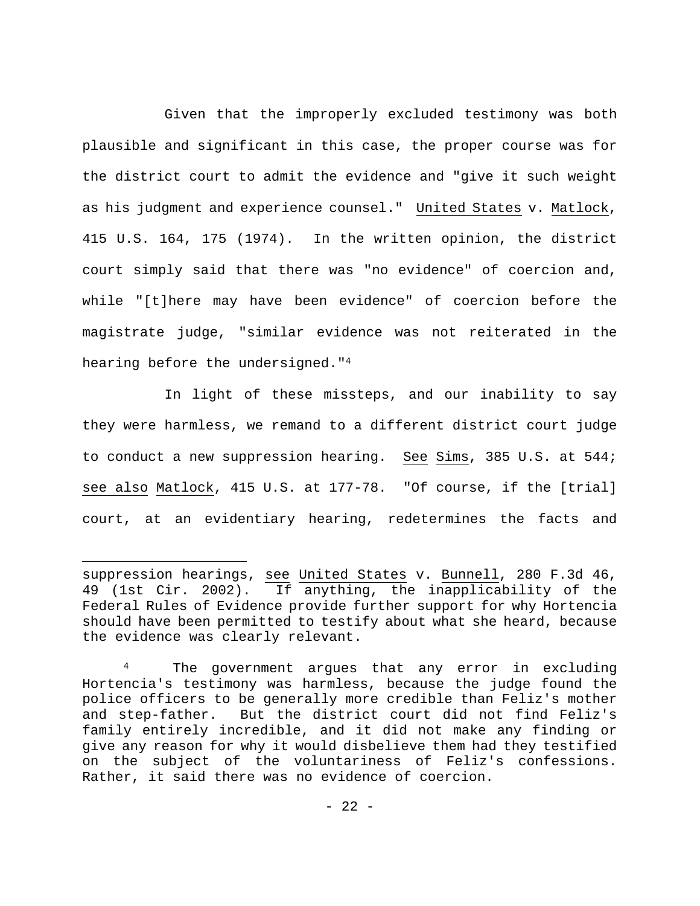Given that the improperly excluded testimony was both plausible and significant in this case, the proper course was for the district court to admit the evidence and "give it such weight as his judgment and experience counsel." United States v. Matlock, 415 U.S. 164, 175 (1974). In the written opinion, the district court simply said that there was "no evidence" of coercion and, while "[t]here may have been evidence" of coercion before the magistrate judge, "similar evidence was not reiterated in the hearing before the undersigned."[4]

In light of these missteps, and our inability to say they were harmless, we remand to a different district court judge to conduct a new suppression hearing. See Sims, 385 U.S. at 544; see also Matlock, 415 U.S. at 177-78. "Of course, if the [trial] court, at an evidentiary hearing, redetermines the facts and

---

suppression hearings, see United States v. Bunnell, 280 F.3d 46, 49 (1st Cir. 2002). If anything, the inapplicability of the Federal Rules of Evidence provide further support for why Hortencia should have been permitted to testify about what she heard, because the evidence was clearly relevant.

[4] The government argues that any error in excluding Hortencia's testimony was harmless, because the judge found the police officers to be generally more credible than Feliz's mother and step-father. But the district court did not find Feliz's family entirely incredible, and it did not make any finding or give any reason for why it would disbelieve them had they testified on the subject of the voluntariness of Feliz's confessions. Rather, it said there was no evidence of coercion.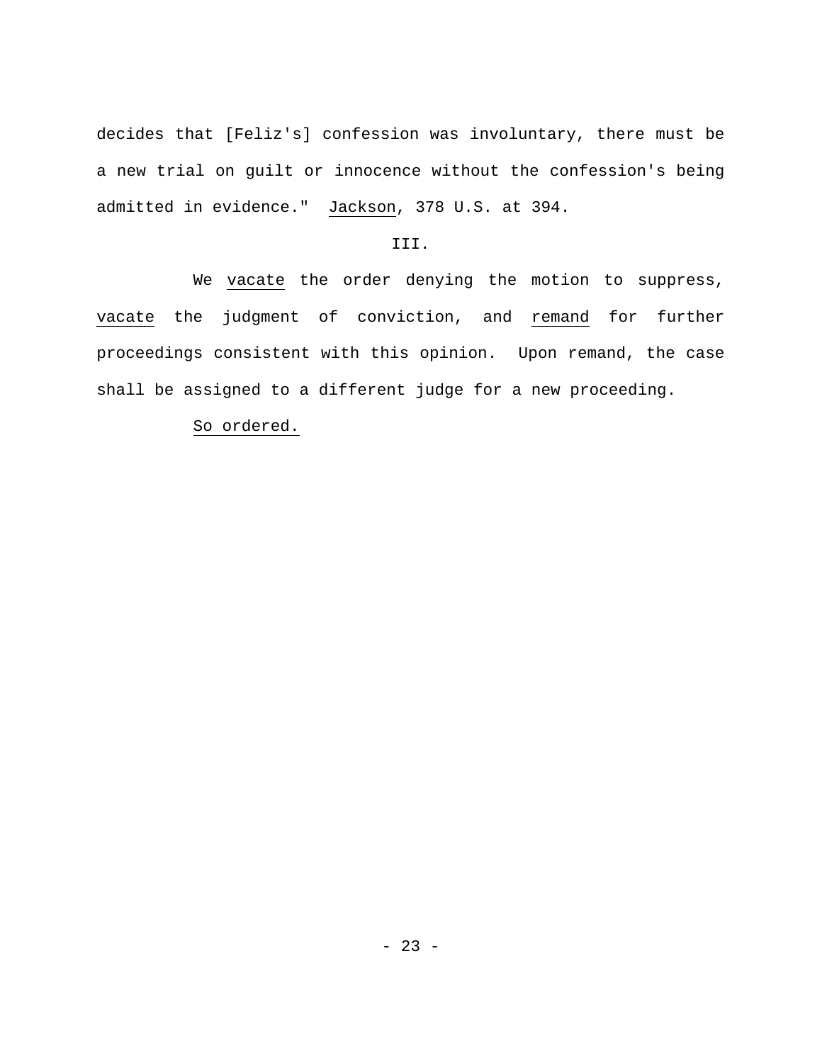decides that [Feliz's] confession was involuntary, there must be a new trial on guilt or innocence without the confession's being admitted in evidence." *Jackson*, 378 U.S. at 394.

III.

We *vacate* the order denying the motion to suppress, *vacate* the judgment of conviction, and *remand* for further proceedings consistent with this opinion. Upon remand, the case shall be assigned to a different judge for a new proceeding.

*So ordered.*